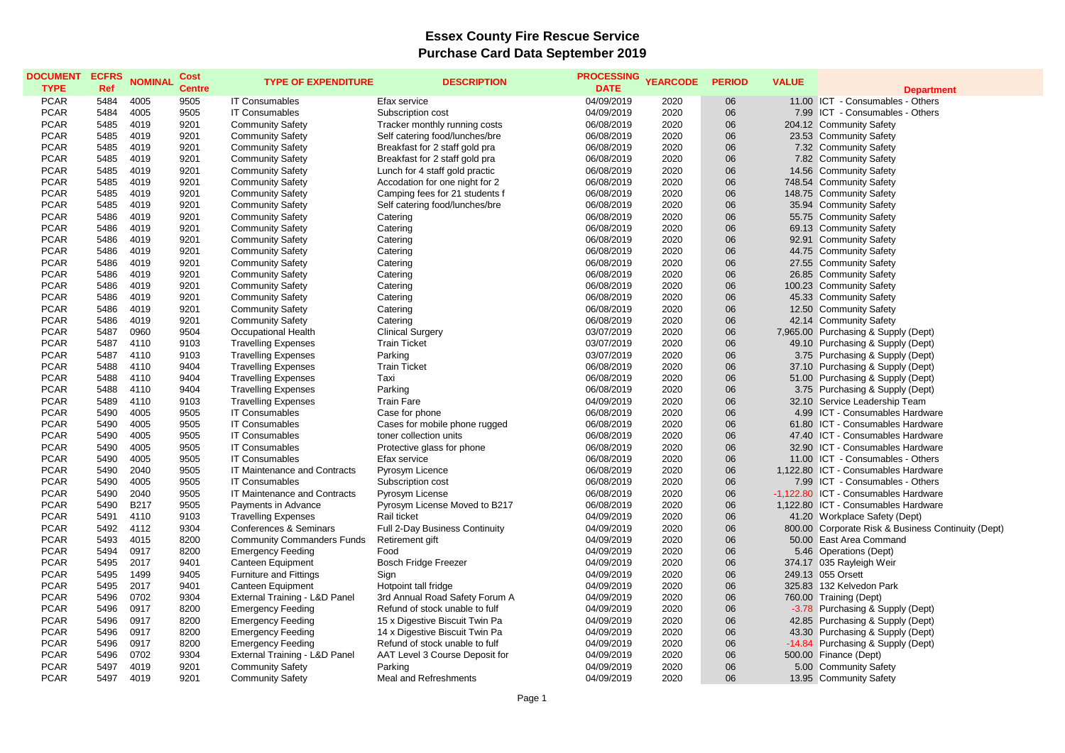# Essex County Fire Rescue Service
## Purchase Card Data September 2019

| DOCUMENT TYPE | ECFRS Ref | NOMINAL | Cost Centre | TYPE OF EXPENDITURE | DESCRIPTION | PROCESSING DATE | YEARCODE | PERIOD | VALUE | Department |
|---|---|---|---|---|---|---|---|---|---|---|
| PCAR | 5484 | 4005 | 9505 | IT Consumables | Efax service | 04/09/2019 | 2020 | 06 | 11.00 | ICT - Consumables - Others |
| PCAR | 5484 | 4005 | 9505 | IT Consumables | Subscription cost | 04/09/2019 | 2020 | 06 | 7.99 | ICT - Consumables - Others |
| PCAR | 5485 | 4019 | 9201 | Community Safety | Tracker monthly running costs | 06/08/2019 | 2020 | 06 | 204.12 | Community Safety |
| PCAR | 5485 | 4019 | 9201 | Community Safety | Self catering food/lunches/bre | 06/08/2019 | 2020 | 06 | 23.53 | Community Safety |
| PCAR | 5485 | 4019 | 9201 | Community Safety | Breakfast for 2 staff gold pra | 06/08/2019 | 2020 | 06 | 7.32 | Community Safety |
| PCAR | 5485 | 4019 | 9201 | Community Safety | Breakfast for 2 staff gold pra | 06/08/2019 | 2020 | 06 | 7.82 | Community Safety |
| PCAR | 5485 | 4019 | 9201 | Community Safety | Lunch for 4 staff gold practic | 06/08/2019 | 2020 | 06 | 14.56 | Community Safety |
| PCAR | 5485 | 4019 | 9201 | Community Safety | Accodation for one night for 2 | 06/08/2019 | 2020 | 06 | 748.54 | Community Safety |
| PCAR | 5485 | 4019 | 9201 | Community Safety | Camping fees for 21 students f | 06/08/2019 | 2020 | 06 | 148.75 | Community Safety |
| PCAR | 5485 | 4019 | 9201 | Community Safety | Self catering food/lunches/bre | 06/08/2019 | 2020 | 06 | 35.94 | Community Safety |
| PCAR | 5486 | 4019 | 9201 | Community Safety | Catering | 06/08/2019 | 2020 | 06 | 55.75 | Community Safety |
| PCAR | 5486 | 4019 | 9201 | Community Safety | Catering | 06/08/2019 | 2020 | 06 | 69.13 | Community Safety |
| PCAR | 5486 | 4019 | 9201 | Community Safety | Catering | 06/08/2019 | 2020 | 06 | 92.91 | Community Safety |
| PCAR | 5486 | 4019 | 9201 | Community Safety | Catering | 06/08/2019 | 2020 | 06 | 44.75 | Community Safety |
| PCAR | 5486 | 4019 | 9201 | Community Safety | Catering | 06/08/2019 | 2020 | 06 | 27.55 | Community Safety |
| PCAR | 5486 | 4019 | 9201 | Community Safety | Catering | 06/08/2019 | 2020 | 06 | 26.85 | Community Safety |
| PCAR | 5486 | 4019 | 9201 | Community Safety | Catering | 06/08/2019 | 2020 | 06 | 100.23 | Community Safety |
| PCAR | 5486 | 4019 | 9201 | Community Safety | Catering | 06/08/2019 | 2020 | 06 | 45.33 | Community Safety |
| PCAR | 5486 | 4019 | 9201 | Community Safety | Catering | 06/08/2019 | 2020 | 06 | 12.50 | Community Safety |
| PCAR | 5486 | 4019 | 9201 | Community Safety | Catering | 06/08/2019 | 2020 | 06 | 42.14 | Community Safety |
| PCAR | 5487 | 0960 | 9504 | Occupational Health | Clinical Surgery | 03/07/2019 | 2020 | 06 | 7,965.00 | Purchasing & Supply (Dept) |
| PCAR | 5487 | 4110 | 9103 | Travelling Expenses | Train Ticket | 03/07/2019 | 2020 | 06 | 49.10 | Purchasing & Supply (Dept) |
| PCAR | 5487 | 4110 | 9103 | Travelling Expenses | Parking | 03/07/2019 | 2020 | 06 | 3.75 | Purchasing & Supply (Dept) |
| PCAR | 5488 | 4110 | 9404 | Travelling Expenses | Train Ticket | 06/08/2019 | 2020 | 06 | 37.10 | Purchasing & Supply (Dept) |
| PCAR | 5488 | 4110 | 9404 | Travelling Expenses | Taxi | 06/08/2019 | 2020 | 06 | 51.00 | Purchasing & Supply (Dept) |
| PCAR | 5488 | 4110 | 9404 | Travelling Expenses | Parking | 06/08/2019 | 2020 | 06 | 3.75 | Purchasing & Supply (Dept) |
| PCAR | 5489 | 4110 | 9103 | Travelling Expenses | Train Fare | 04/09/2019 | 2020 | 06 | 32.10 | Service Leadership Team |
| PCAR | 5490 | 4005 | 9505 | IT Consumables | Case for phone | 06/08/2019 | 2020 | 06 | 4.99 | ICT - Consumables Hardware |
| PCAR | 5490 | 4005 | 9505 | IT Consumables | Cases for mobile phone rugged | 06/08/2019 | 2020 | 06 | 61.80 | ICT - Consumables Hardware |
| PCAR | 5490 | 4005 | 9505 | IT Consumables | toner collection units | 06/08/2019 | 2020 | 06 | 47.40 | ICT - Consumables Hardware |
| PCAR | 5490 | 4005 | 9505 | IT Consumables | Protective glass for phone | 06/08/2019 | 2020 | 06 | 32.90 | ICT - Consumables Hardware |
| PCAR | 5490 | 4005 | 9505 | IT Consumables | Efax service | 06/08/2019 | 2020 | 06 | 11.00 | ICT - Consumables - Others |
| PCAR | 5490 | 2040 | 9505 | IT Maintenance and Contracts | Pyrosym Licence | 06/08/2019 | 2020 | 06 | 1,122.80 | ICT - Consumables Hardware |
| PCAR | 5490 | 4005 | 9505 | IT Consumables | Subscription cost | 06/08/2019 | 2020 | 06 | 7.99 | ICT - Consumables - Others |
| PCAR | 5490 | 2040 | 9505 | IT Maintenance and Contracts | Pyrosym License | 06/08/2019 | 2020 | 06 | -1,122.80 | ICT - Consumables Hardware |
| PCAR | 5490 | B217 | 9505 | Payments in Advance | Pyrosym License Moved to B217 | 06/08/2019 | 2020 | 06 | 1,122.80 | ICT - Consumables Hardware |
| PCAR | 5491 | 4110 | 9103 | Travelling Expenses | Rail ticket | 04/09/2019 | 2020 | 06 | 41.20 | Workplace Safety (Dept) |
| PCAR | 5492 | 4112 | 9304 | Conferences & Seminars | Full 2-Day Business Continuity | 04/09/2019 | 2020 | 06 | 800.00 | Corporate Risk & Business Continuity (Dept) |
| PCAR | 5493 | 4015 | 8200 | Community Commanders Funds | Retirement gift | 04/09/2019 | 2020 | 06 | 50.00 | East Area Command |
| PCAR | 5494 | 0917 | 8200 | Emergency Feeding | Food | 04/09/2019 | 2020 | 06 | 5.46 | Operations (Dept) |
| PCAR | 5495 | 2017 | 9401 | Canteen Equipment | Bosch Fridge Freezer | 04/09/2019 | 2020 | 06 | 374.17 | 035 Rayleigh Weir |
| PCAR | 5495 | 1499 | 9405 | Furniture and Fittings | Sign | 04/09/2019 | 2020 | 06 | 249.13 | 055 Orsett |
| PCAR | 5495 | 2017 | 9401 | Canteen Equipment | Hotpoint tall fridge | 04/09/2019 | 2020 | 06 | 325.83 | 132 Kelvedon Park |
| PCAR | 5496 | 0702 | 9304 | External Training - L&D Panel | 3rd Annual Road Safety Forum A | 04/09/2019 | 2020 | 06 | 760.00 | Training (Dept) |
| PCAR | 5496 | 0917 | 8200 | Emergency Feeding | Refund of stock unable to fulf | 04/09/2019 | 2020 | 06 | -3.78 | Purchasing & Supply (Dept) |
| PCAR | 5496 | 0917 | 8200 | Emergency Feeding | 15 x Digestive Biscuit Twin Pa | 04/09/2019 | 2020 | 06 | 42.85 | Purchasing & Supply (Dept) |
| PCAR | 5496 | 0917 | 8200 | Emergency Feeding | 14 x Digestive Biscuit Twin Pa | 04/09/2019 | 2020 | 06 | 43.30 | Purchasing & Supply (Dept) |
| PCAR | 5496 | 0917 | 8200 | Emergency Feeding | Refund of stock unable to fulf | 04/09/2019 | 2020 | 06 | -14.84 | Purchasing & Supply (Dept) |
| PCAR | 5496 | 0702 | 9304 | External Training - L&D Panel | AAT Level 3 Course Deposit for | 04/09/2019 | 2020 | 06 | 500.00 | Finance (Dept) |
| PCAR | 5497 | 4019 | 9201 | Community Safety | Parking | 04/09/2019 | 2020 | 06 | 5.00 | Community Safety |
| PCAR | 5497 | 4019 | 9201 | Community Safety | Meal and Refreshments | 04/09/2019 | 2020 | 06 | 13.95 | Community Safety |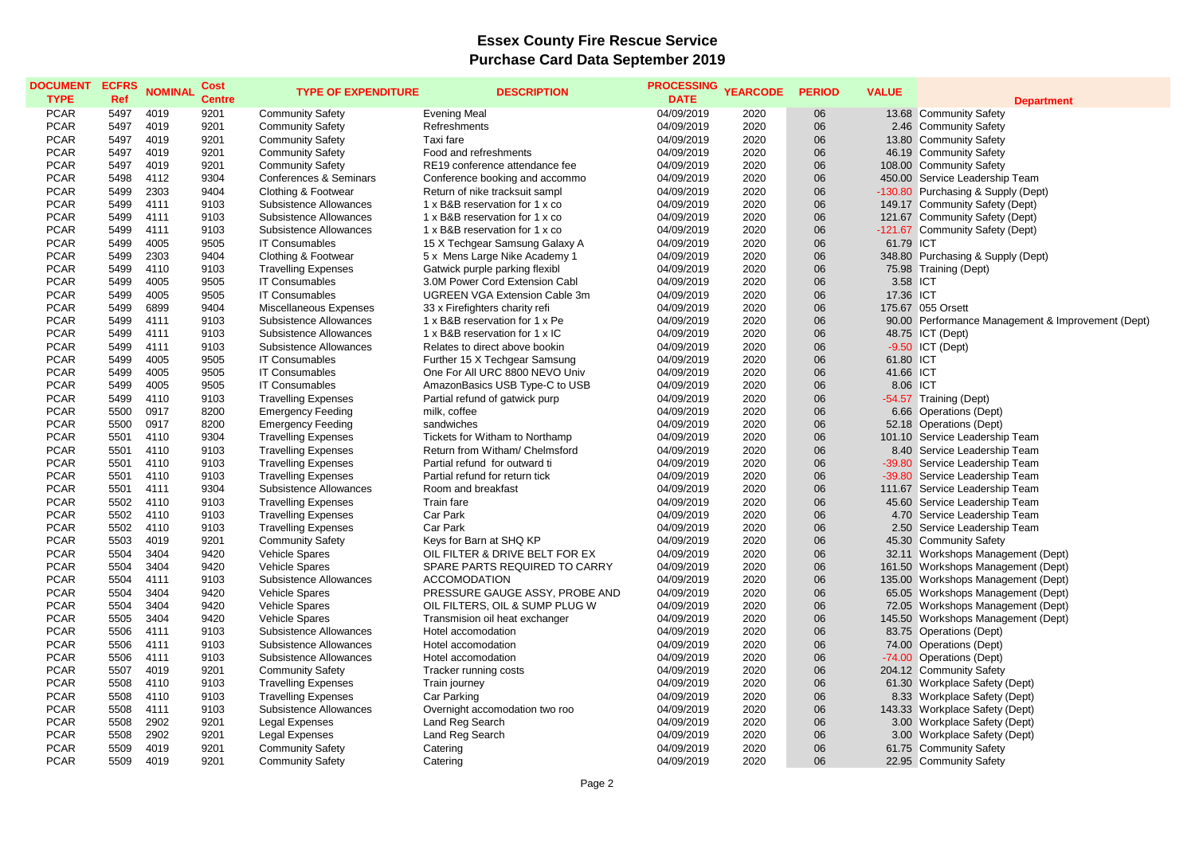# Essex County Fire Rescue Service

## Purchase Card Data September 2019

| DOCUMENT TYPE | ECFRS Ref | NOMINAL | Cost Centre | TYPE OF EXPENDITURE | DESCRIPTION | PROCESSING DATE | YEARCODE | PERIOD | VALUE | Department |
|---|---|---|---|---|---|---|---|---|---|---|
| PCAR | 5497 | 4019 | 9201 | Community Safety | Evening Meal | 04/09/2019 | 2020 | 06 | 13.68 | Community Safety |
| PCAR | 5497 | 4019 | 9201 | Community Safety | Refreshments | 04/09/2019 | 2020 | 06 | 2.46 | Community Safety |
| PCAR | 5497 | 4019 | 9201 | Community Safety | Taxi fare | 04/09/2019 | 2020 | 06 | 13.80 | Community Safety |
| PCAR | 5497 | 4019 | 9201 | Community Safety | Food and refreshments | 04/09/2019 | 2020 | 06 | 46.19 | Community Safety |
| PCAR | 5497 | 4019 | 9201 | Community Safety | RE19 conference attendance fee | 04/09/2019 | 2020 | 06 | 108.00 | Community Safety |
| PCAR | 5498 | 4112 | 9304 | Conferences & Seminars | Conference booking and accommo | 04/09/2019 | 2020 | 06 | 450.00 | Service Leadership Team |
| PCAR | 5499 | 2303 | 9404 | Clothing & Footwear | Return of nike tracksuit sampl | 04/09/2019 | 2020 | 06 | -130.80 | Purchasing & Supply (Dept) |
| PCAR | 5499 | 4111 | 9103 | Subsistence Allowances | 1 x B&B reservation for 1 x co | 04/09/2019 | 2020 | 06 | 149.17 | Community Safety (Dept) |
| PCAR | 5499 | 4111 | 9103 | Subsistence Allowances | 1 x B&B reservation for 1 x co | 04/09/2019 | 2020 | 06 | 121.67 | Community Safety (Dept) |
| PCAR | 5499 | 4111 | 9103 | Subsistence Allowances | 1 x B&B reservation for 1 x co | 04/09/2019 | 2020 | 06 | -121.67 | Community Safety (Dept) |
| PCAR | 5499 | 4005 | 9505 | IT Consumables | 15 X Techgear Samsung Galaxy A | 04/09/2019 | 2020 | 06 | 61.79 | ICT |
| PCAR | 5499 | 2303 | 9404 | Clothing & Footwear | 5 x Mens Large Nike Academy 1 | 04/09/2019 | 2020 | 06 | 348.80 | Purchasing & Supply (Dept) |
| PCAR | 5499 | 4110 | 9103 | Travelling Expenses | Gatwick purple parking flexibl | 04/09/2019 | 2020 | 06 | 75.98 | Training (Dept) |
| PCAR | 5499 | 4005 | 9505 | IT Consumables | 3.0M Power Cord Extension Cabl | 04/09/2019 | 2020 | 06 | 3.58 | ICT |
| PCAR | 5499 | 4005 | 9505 | IT Consumables | UGREEN VGA Extension Cable 3m | 04/09/2019 | 2020 | 06 | 17.36 | ICT |
| PCAR | 5499 | 6899 | 9404 | Miscellaneous Expenses | 33 x Firefighters charity refi | 04/09/2019 | 2020 | 06 | 175.67 | 055 Orsett |
| PCAR | 5499 | 4111 | 9103 | Subsistence Allowances | 1 x B&B reservation for 1 x Pe | 04/09/2019 | 2020 | 06 | 90.00 | Performance Management & Improvement (Dept) |
| PCAR | 5499 | 4111 | 9103 | Subsistence Allowances | 1 x B&B reservation for 1 x IC | 04/09/2019 | 2020 | 06 | 48.75 | ICT (Dept) |
| PCAR | 5499 | 4111 | 9103 | Subsistence Allowances | Relates to direct above bookin | 04/09/2019 | 2020 | 06 | -9.50 | ICT (Dept) |
| PCAR | 5499 | 4005 | 9505 | IT Consumables | Further 15 X Techgear Samsung | 04/09/2019 | 2020 | 06 | 61.80 | ICT |
| PCAR | 5499 | 4005 | 9505 | IT Consumables | One For All URC 8800 NEVO Univ | 04/09/2019 | 2020 | 06 | 41.66 | ICT |
| PCAR | 5499 | 4005 | 9505 | IT Consumables | AmazonBasics USB Type-C to USB | 04/09/2019 | 2020 | 06 | 8.06 | ICT |
| PCAR | 5499 | 4110 | 9103 | Travelling Expenses | Partial refund of gatwick purp | 04/09/2019 | 2020 | 06 | -54.57 | Training (Dept) |
| PCAR | 5500 | 0917 | 8200 | Emergency Feeding | milk, coffee | 04/09/2019 | 2020 | 06 | 6.66 | Operations (Dept) |
| PCAR | 5500 | 0917 | 8200 | Emergency Feeding | sandwiches | 04/09/2019 | 2020 | 06 | 52.18 | Operations (Dept) |
| PCAR | 5501 | 4110 | 9304 | Travelling Expenses | Tickets for Witham to Northamp | 04/09/2019 | 2020 | 06 | 101.10 | Service Leadership Team |
| PCAR | 5501 | 4110 | 9103 | Travelling Expenses | Return from Witham/ Chelmsford | 04/09/2019 | 2020 | 06 | 8.40 | Service Leadership Team |
| PCAR | 5501 | 4110 | 9103 | Travelling Expenses | Partial refund for outward ti | 04/09/2019 | 2020 | 06 | -39.80 | Service Leadership Team |
| PCAR | 5501 | 4110 | 9103 | Travelling Expenses | Partial refund for return tick | 04/09/2019 | 2020 | 06 | -39.80 | Service Leadership Team |
| PCAR | 5501 | 4111 | 9304 | Subsistence Allowances | Room and breakfast | 04/09/2019 | 2020 | 06 | 111.67 | Service Leadership Team |
| PCAR | 5502 | 4110 | 9103 | Travelling Expenses | Train fare | 04/09/2019 | 2020 | 06 | 45.60 | Service Leadership Team |
| PCAR | 5502 | 4110 | 9103 | Travelling Expenses | Car Park | 04/09/2019 | 2020 | 06 | 4.70 | Service Leadership Team |
| PCAR | 5502 | 4110 | 9103 | Travelling Expenses | Car Park | 04/09/2019 | 2020 | 06 | 2.50 | Service Leadership Team |
| PCAR | 5503 | 4019 | 9201 | Community Safety | Keys for Barn at SHQ KP | 04/09/2019 | 2020 | 06 | 45.30 | Community Safety |
| PCAR | 5504 | 3404 | 9420 | Vehicle Spares | OIL FILTER & DRIVE BELT FOR EX | 04/09/2019 | 2020 | 06 | 32.11 | Workshops Management (Dept) |
| PCAR | 5504 | 3404 | 9420 | Vehicle Spares | SPARE PARTS REQUIRED TO CARRY | 04/09/2019 | 2020 | 06 | 161.50 | Workshops Management (Dept) |
| PCAR | 5504 | 4111 | 9103 | Subsistence Allowances | ACCOMODATION | 04/09/2019 | 2020 | 06 | 135.00 | Workshops Management (Dept) |
| PCAR | 5504 | 3404 | 9420 | Vehicle Spares | PRESSURE GAUGE ASSY, PROBE AND | 04/09/2019 | 2020 | 06 | 65.05 | Workshops Management (Dept) |
| PCAR | 5504 | 3404 | 9420 | Vehicle Spares | OIL FILTERS, OIL & SUMP PLUG W | 04/09/2019 | 2020 | 06 | 72.05 | Workshops Management (Dept) |
| PCAR | 5505 | 3404 | 9420 | Vehicle Spares | Transmision oil heat exchanger | 04/09/2019 | 2020 | 06 | 145.50 | Workshops Management (Dept) |
| PCAR | 5506 | 4111 | 9103 | Subsistence Allowances | Hotel accomodation | 04/09/2019 | 2020 | 06 | 83.75 | Operations (Dept) |
| PCAR | 5506 | 4111 | 9103 | Subsistence Allowances | Hotel accomodation | 04/09/2019 | 2020 | 06 | 74.00 | Operations (Dept) |
| PCAR | 5506 | 4111 | 9103 | Subsistence Allowances | Hotel accomodation | 04/09/2019 | 2020 | 06 | -74.00 | Operations (Dept) |
| PCAR | 5507 | 4019 | 9201 | Community Safety | Tracker running costs | 04/09/2019 | 2020 | 06 | 204.12 | Community Safety |
| PCAR | 5508 | 4110 | 9103 | Travelling Expenses | Train journey | 04/09/2019 | 2020 | 06 | 61.30 | Workplace Safety (Dept) |
| PCAR | 5508 | 4110 | 9103 | Travelling Expenses | Car Parking | 04/09/2019 | 2020 | 06 | 8.33 | Workplace Safety (Dept) |
| PCAR | 5508 | 4111 | 9103 | Subsistence Allowances | Overnight accomodation two roo | 04/09/2019 | 2020 | 06 | 143.33 | Workplace Safety (Dept) |
| PCAR | 5508 | 2902 | 9201 | Legal Expenses | Land Reg Search | 04/09/2019 | 2020 | 06 | 3.00 | Workplace Safety (Dept) |
| PCAR | 5508 | 2902 | 9201 | Legal Expenses | Land Reg Search | 04/09/2019 | 2020 | 06 | 3.00 | Workplace Safety (Dept) |
| PCAR | 5509 | 4019 | 9201 | Community Safety | Catering | 04/09/2019 | 2020 | 06 | 61.75 | Community Safety |
| PCAR | 5509 | 4019 | 9201 | Community Safety | Catering | 04/09/2019 | 2020 | 06 | 22.95 | Community Safety |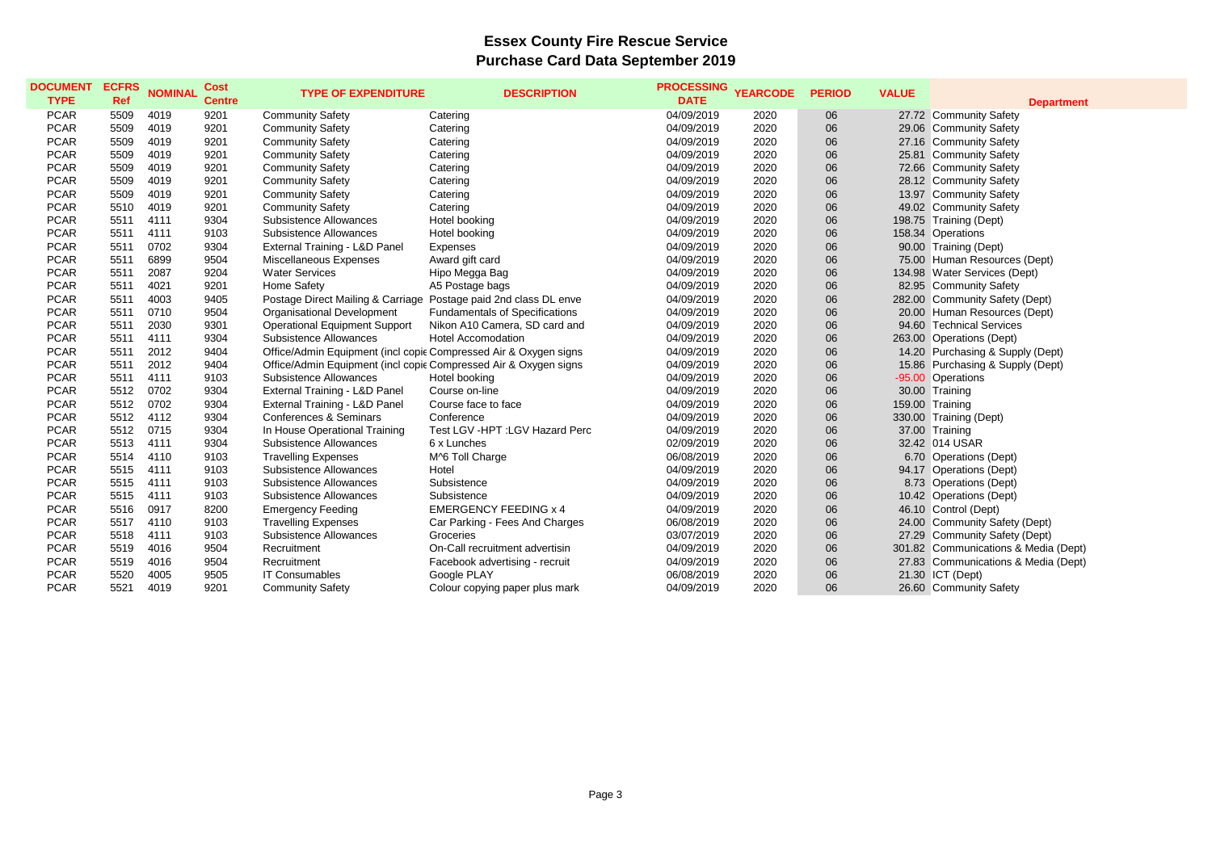# Essex County Fire Rescue Service
## Purchase Card Data September 2019

| DOCUMENT TYPE | ECFRS Ref | NOMINAL | Cost Centre | TYPE OF EXPENDITURE | DESCRIPTION | PROCESSING DATE | YEARCODE | PERIOD | VALUE | Department |
|---|---|---|---|---|---|---|---|---|---|---|
| PCAR | 5509 | 4019 | 9201 | Community Safety | Catering | 04/09/2019 | 2020 | 06 | 27.72 | Community Safety |
| PCAR | 5509 | 4019 | 9201 | Community Safety | Catering | 04/09/2019 | 2020 | 06 | 29.06 | Community Safety |
| PCAR | 5509 | 4019 | 9201 | Community Safety | Catering | 04/09/2019 | 2020 | 06 | 27.16 | Community Safety |
| PCAR | 5509 | 4019 | 9201 | Community Safety | Catering | 04/09/2019 | 2020 | 06 | 25.81 | Community Safety |
| PCAR | 5509 | 4019 | 9201 | Community Safety | Catering | 04/09/2019 | 2020 | 06 | 72.66 | Community Safety |
| PCAR | 5509 | 4019 | 9201 | Community Safety | Catering | 04/09/2019 | 2020 | 06 | 28.12 | Community Safety |
| PCAR | 5509 | 4019 | 9201 | Community Safety | Catering | 04/09/2019 | 2020 | 06 | 13.97 | Community Safety |
| PCAR | 5510 | 4019 | 9201 | Community Safety | Catering | 04/09/2019 | 2020 | 06 | 49.02 | Community Safety |
| PCAR | 5511 | 4111 | 9304 | Subsistence Allowances | Hotel booking | 04/09/2019 | 2020 | 06 | 198.75 | Training (Dept) |
| PCAR | 5511 | 4111 | 9103 | Subsistence Allowances | Hotel booking | 04/09/2019 | 2020 | 06 | 158.34 | Operations |
| PCAR | 5511 | 0702 | 9304 | External Training - L&D Panel | Expenses | 04/09/2019 | 2020 | 06 | 90.00 | Training (Dept) |
| PCAR | 5511 | 6899 | 9504 | Miscellaneous Expenses | Award gift card | 04/09/2019 | 2020 | 06 | 75.00 | Human Resources (Dept) |
| PCAR | 5511 | 2087 | 9204 | Water Services | Hipo Megga Bag | 04/09/2019 | 2020 | 06 | 134.98 | Water Services (Dept) |
| PCAR | 5511 | 4021 | 9201 | Home Safety | A5 Postage bags | 04/09/2019 | 2020 | 06 | 82.95 | Community Safety |
| PCAR | 5511 | 4003 | 9405 | Postage Direct Mailing & Carriage | Postage paid 2nd class DL enve | 04/09/2019 | 2020 | 06 | 282.00 | Community Safety (Dept) |
| PCAR | 5511 | 0710 | 9504 | Organisational Development | Fundamentals of Specifications | 04/09/2019 | 2020 | 06 | 20.00 | Human Resources (Dept) |
| PCAR | 5511 | 2030 | 9301 | Operational Equipment Support | Nikon A10 Camera, SD card and | 04/09/2019 | 2020 | 06 | 94.60 | Technical Services |
| PCAR | 5511 | 4111 | 9304 | Subsistence Allowances | Hotel Accomodation | 04/09/2019 | 2020 | 06 | 263.00 | Operations (Dept) |
| PCAR | 5511 | 2012 | 9404 | Office/Admin Equipment (incl copie | Compressed Air & Oxygen signs | 04/09/2019 | 2020 | 06 | 14.20 | Purchasing & Supply (Dept) |
| PCAR | 5511 | 2012 | 9404 | Office/Admin Equipment (incl copie | Compressed Air & Oxygen signs | 04/09/2019 | 2020 | 06 | 15.86 | Purchasing & Supply (Dept) |
| PCAR | 5511 | 4111 | 9103 | Subsistence Allowances | Hotel booking | 04/09/2019 | 2020 | 06 | -95.00 | Operations |
| PCAR | 5512 | 0702 | 9304 | External Training - L&D Panel | Course on-line | 04/09/2019 | 2020 | 06 | 30.00 | Training |
| PCAR | 5512 | 0702 | 9304 | External Training - L&D Panel | Course face to face | 04/09/2019 | 2020 | 06 | 159.00 | Training |
| PCAR | 5512 | 4112 | 9304 | Conferences & Seminars | Conference | 04/09/2019 | 2020 | 06 | 330.00 | Training (Dept) |
| PCAR | 5512 | 0715 | 9304 | In House Operational Training | Test LGV -HPT :LGV Hazard Perc | 04/09/2019 | 2020 | 06 | 37.00 | Training |
| PCAR | 5513 | 4111 | 9304 | Subsistence Allowances | 6 x Lunches | 02/09/2019 | 2020 | 06 | 32.42 | 014 USAR |
| PCAR | 5514 | 4110 | 9103 | Travelling Expenses | M^6 Toll Charge | 06/08/2019 | 2020 | 06 | 6.70 | Operations (Dept) |
| PCAR | 5515 | 4111 | 9103 | Subsistence Allowances | Hotel | 04/09/2019 | 2020 | 06 | 94.17 | Operations (Dept) |
| PCAR | 5515 | 4111 | 9103 | Subsistence Allowances | Subsistence | 04/09/2019 | 2020 | 06 | 8.73 | Operations (Dept) |
| PCAR | 5515 | 4111 | 9103 | Subsistence Allowances | Subsistence | 04/09/2019 | 2020 | 06 | 10.42 | Operations (Dept) |
| PCAR | 5516 | 0917 | 8200 | Emergency Feeding | EMERGENCY FEEDING x 4 | 04/09/2019 | 2020 | 06 | 46.10 | Control (Dept) |
| PCAR | 5517 | 4110 | 9103 | Travelling Expenses | Car Parking - Fees And Charges | 06/08/2019 | 2020 | 06 | 24.00 | Community Safety (Dept) |
| PCAR | 5518 | 4111 | 9103 | Subsistence Allowances | Groceries | 03/07/2019 | 2020 | 06 | 27.29 | Community Safety (Dept) |
| PCAR | 5519 | 4016 | 9504 | Recruitment | On-Call recruitment advertisin | 04/09/2019 | 2020 | 06 | 301.82 | Communications & Media (Dept) |
| PCAR | 5519 | 4016 | 9504 | Recruitment | Facebook advertising - recruit | 04/09/2019 | 2020 | 06 | 27.83 | Communications & Media (Dept) |
| PCAR | 5520 | 4005 | 9505 | IT Consumables | Google PLAY | 06/08/2019 | 2020 | 06 | 21.30 | ICT (Dept) |
| PCAR | 5521 | 4019 | 9201 | Community Safety | Colour copying paper plus mark | 04/09/2019 | 2020 | 06 | 26.60 | Community Safety |